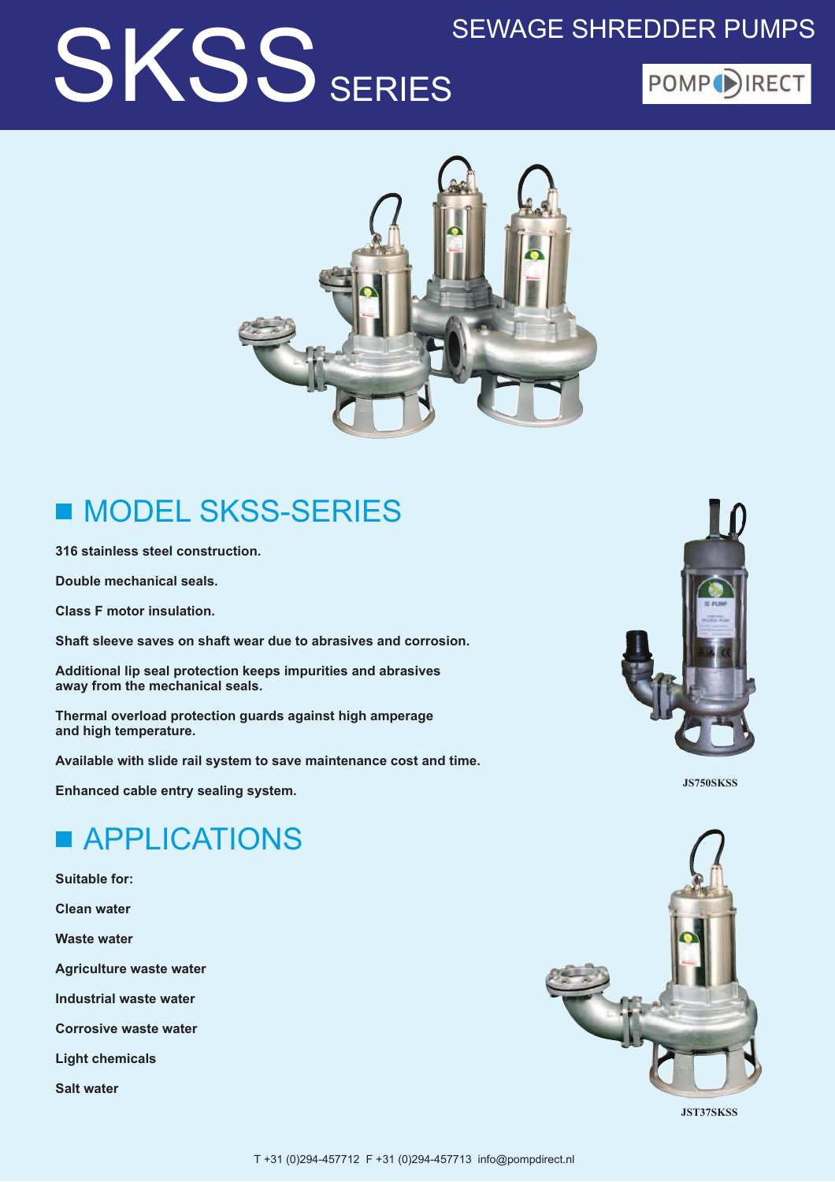# SKSS SERIES

SEWAGE SHREDDER PUMPS

POMPDIRECT

## MODEL SKSS-SERIES

**316 stainless steel construction.**

**Double mechanical seals.**

**Class F motor insulation.**

**Shaft sleeve saves on shaft wear due to abrasives and corrosion.**

**Additional lip seal protection keeps impurities and abrasives away from the mechanical seals.**

**Thermal overload protection guards against high amperage and high temperature.**

**Available with slide rail system to save maintenance cost and time.**

**Enhanced cable entry sealing system.**

JS750SKSS

## APPLICATIONS

**Suitable for:**

**Clean water**

**Waste water**

**Agriculture waste water**

**Industrial waste water**

**Corrosive waste water**

**Light chemicals**

**Salt water**

JST37SKSS

T +31 (0)294-457712 F +31 (0)294-457713 info@pompdirect.nl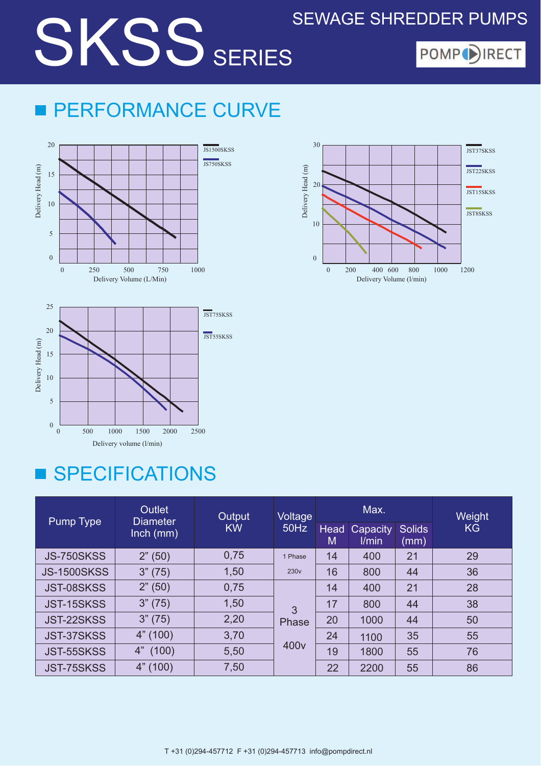# SKSS SERIES

SEWAGE SHREDDER PUMPS

POMPDIRECT

## PERFORMANCE CURVE

Delivery Head (m)
20
15
10
5
0
0 250 500 750 1000
Delivery Volume (L/Min)
JS1500SKSS
JS750SKSS

Delivery Head (m)
30
20
10
0
0 200 400 600 800 1000 1200
Delivery Volume (l/min)
JST37SKSS
JST22SKSS
JST15SKSS
JST8SKSS

Delivery Head (m)
25
20
15
10
5
0
0 500 1000 1500 2000 2500
Delivery volume (l/min)
JST75SKSS
JST55SKSS

## SPECIFICATIONS

| Pump Type | Outlet Diameter Inch (mm) | Output KW | Voltage 50Hz | Max. | | | Weight KG |
|---|---|---|---|---|---|---|---|
| | | | | Head M | Capacity l/min | Solids (mm) | |
| JS-750SKSS | 2" (50) | 0,75 | 1 Phase | 14 | 400 | 21 | 29 |
| JS-1500SKSS | 3" (75) | 1,50 | 230v | 16 | 800 | 44 | 36 |
| JST-08SKSS | 2" (50) | 0,75 | 3 Phase 400v | 14 | 400 | 21 | 28 |
| JST-15SKSS | 3" (75) | 1,50 | | 17 | 800 | 44 | 38 |
| JST-22SKSS | 3" (75) | 2,20 | | 20 | 1000 | 44 | 50 |
| JST-37SKSS | 4" (100) | 3,70 | | 24 | 1100 | 35 | 55 |
| JST-55SKSS | 4" (100) | 5,50 | | 19 | 1800 | 55 | 76 |
| JST-75SKSS | 4" (100) | 7,50 | | 22 | 2200 | 55 | 86 |

T +31 (0)294-457712 F +31 (0)294-457713 info@pompdirect.nl